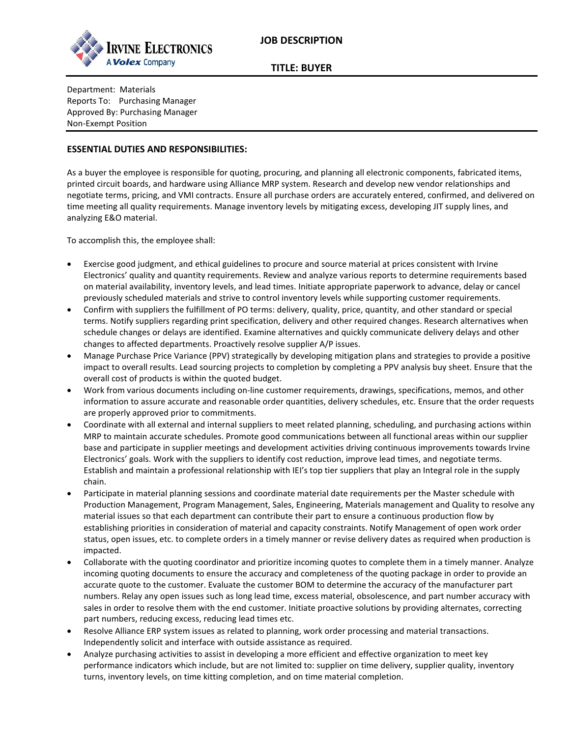**IRVINE ELECTRONICS**
A Volex Company

# JOB DESCRIPTION

## TITLE: BUYER

Department: Materials
Reports To: Purchasing Manager
Approved By: Purchasing Manager
Non-Exempt Position

### ESSENTIAL DUTIES AND RESPONSIBILITIES:

As a buyer the employee is responsible for quoting, procuring, and planning all electronic components, fabricated items, printed circuit boards, and hardware using Alliance MRP system. Research and develop new vendor relationships and negotiate terms, pricing, and VMI contracts. Ensure all purchase orders are accurately entered, confirmed, and delivered on time meeting all quality requirements. Manage inventory levels by mitigating excess, developing JIT supply lines, and analyzing E&O material.

To accomplish this, the employee shall:

- Exercise good judgment, and ethical guidelines to procure and source material at prices consistent with Irvine Electronics' quality and quantity requirements. Review and analyze various reports to determine requirements based on material availability, inventory levels, and lead times. Initiate appropriate paperwork to advance, delay or cancel previously scheduled materials and strive to control inventory levels while supporting customer requirements.
- Confirm with suppliers the fulfillment of PO terms: delivery, quality, price, quantity, and other standard or special terms. Notify suppliers regarding print specification, delivery and other required changes. Research alternatives when schedule changes or delays are identified. Examine alternatives and quickly communicate delivery delays and other changes to affected departments. Proactively resolve supplier A/P issues.
- Manage Purchase Price Variance (PPV) strategically by developing mitigation plans and strategies to provide a positive impact to overall results. Lead sourcing projects to completion by completing a PPV analysis buy sheet. Ensure that the overall cost of products is within the quoted budget.
- Work from various documents including on-line customer requirements, drawings, specifications, memos, and other information to assure accurate and reasonable order quantities, delivery schedules, etc. Ensure that the order requests are properly approved prior to commitments.
- Coordinate with all external and internal suppliers to meet related planning, scheduling, and purchasing actions within MRP to maintain accurate schedules. Promote good communications between all functional areas within our supplier base and participate in supplier meetings and development activities driving continuous improvements towards Irvine Electronics' goals. Work with the suppliers to identify cost reduction, improve lead times, and negotiate terms. Establish and maintain a professional relationship with IEI's top tier suppliers that play an Integral role in the supply chain.
- Participate in material planning sessions and coordinate material date requirements per the Master schedule with Production Management, Program Management, Sales, Engineering, Materials management and Quality to resolve any material issues so that each department can contribute their part to ensure a continuous production flow by establishing priorities in consideration of material and capacity constraints. Notify Management of open work order status, open issues, etc. to complete orders in a timely manner or revise delivery dates as required when production is impacted.
- Collaborate with the quoting coordinator and prioritize incoming quotes to complete them in a timely manner. Analyze incoming quoting documents to ensure the accuracy and completeness of the quoting package in order to provide an accurate quote to the customer. Evaluate the customer BOM to determine the accuracy of the manufacturer part numbers. Relay any open issues such as long lead time, excess material, obsolescence, and part number accuracy with sales in order to resolve them with the end customer. Initiate proactive solutions by providing alternates, correcting part numbers, reducing excess, reducing lead times etc.
- Resolve Alliance ERP system issues as related to planning, work order processing and material transactions. Independently solicit and interface with outside assistance as required.
- Analyze purchasing activities to assist in developing a more efficient and effective organization to meet key performance indicators which include, but are not limited to: supplier on time delivery, supplier quality, inventory turns, inventory levels, on time kitting completion, and on time material completion.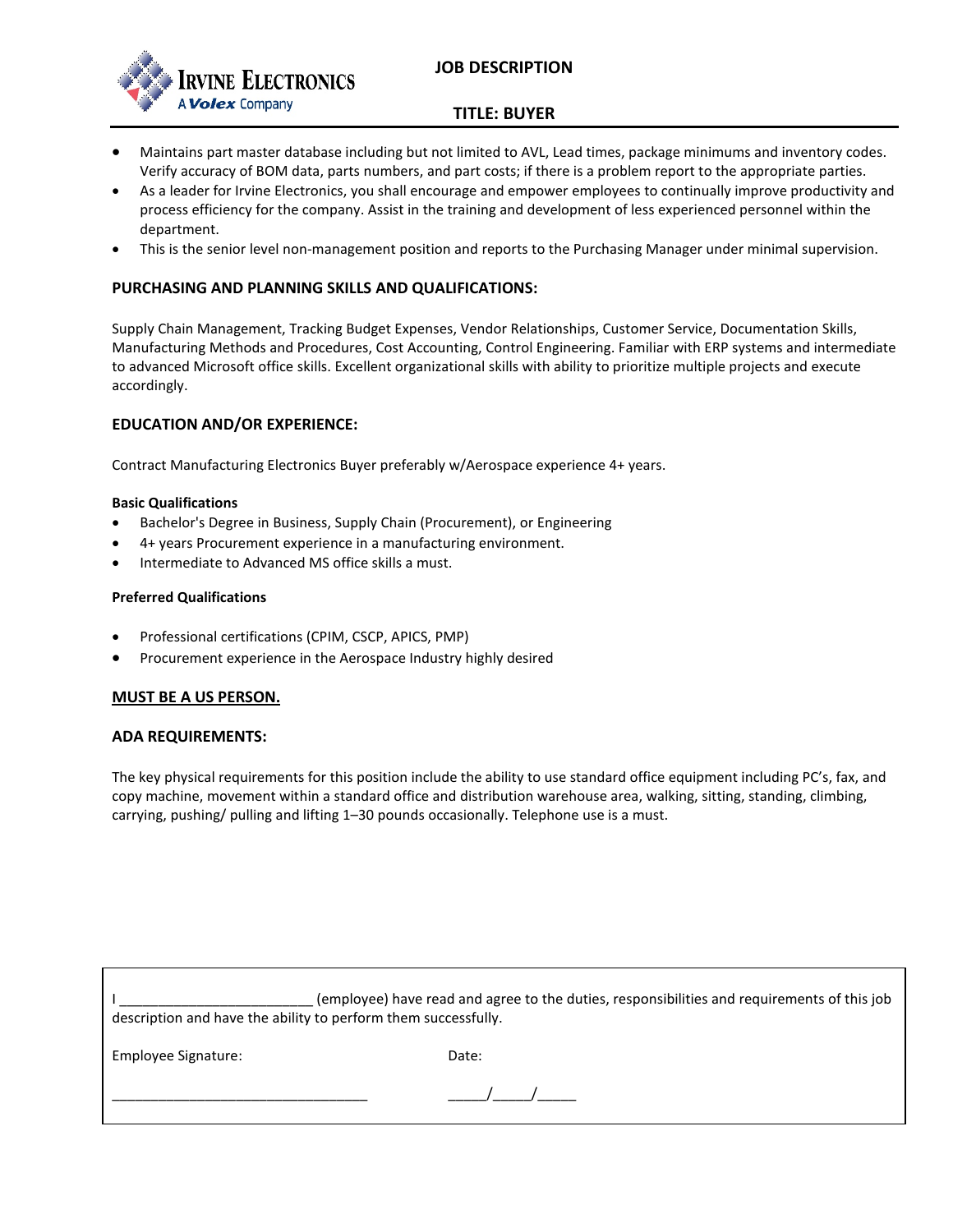- Maintains part master database including but not limited to AVL, Lead times, package minimums and inventory codes. Verify accuracy of BOM data, parts numbers, and part costs; if there is a problem report to the appropriate parties.
- As a leader for Irvine Electronics, you shall encourage and empower employees to continually improve productivity and process efficiency for the company. Assist in the training and development of less experienced personnel within the department.
- This is the senior level non-management position and reports to the Purchasing Manager under minimal supervision.

## PURCHASING AND PLANNING SKILLS AND QUALIFICATIONS:

Supply Chain Management, Tracking Budget Expenses, Vendor Relationships, Customer Service, Documentation Skills, Manufacturing Methods and Procedures, Cost Accounting, Control Engineering. Familiar with ERP systems and intermediate to advanced Microsoft office skills. Excellent organizational skills with ability to prioritize multiple projects and execute accordingly.

## EDUCATION AND/OR EXPERIENCE:

Contract Manufacturing Electronics Buyer preferably w/Aerospace experience 4+ years.

**Basic Qualifications**

- Bachelor's Degree in Business, Supply Chain (Procurement), or Engineering
- 4+ years Procurement experience in a manufacturing environment.
- Intermediate to Advanced MS office skills a must.

**Preferred Qualifications**

- Professional certifications (CPIM, CSCP, APICS, PMP)
- Procurement experience in the Aerospace Industry highly desired

## MUST BE A US PERSON.

## ADA REQUIREMENTS:

The key physical requirements for this position include the ability to use standard office equipment including PC's, fax, and copy machine, movement within a standard office and distribution warehouse area, walking, sitting, standing, climbing, carrying, pushing/ pulling and lifting 1–30 pounds occasionally. Telephone use is a must.

I ________________________ (employee) have read and agree to the duties, responsibilities and requirements of this job description and have the ability to perform them successfully.

Employee Signature: ________________________________

Date: _____/_____/_____